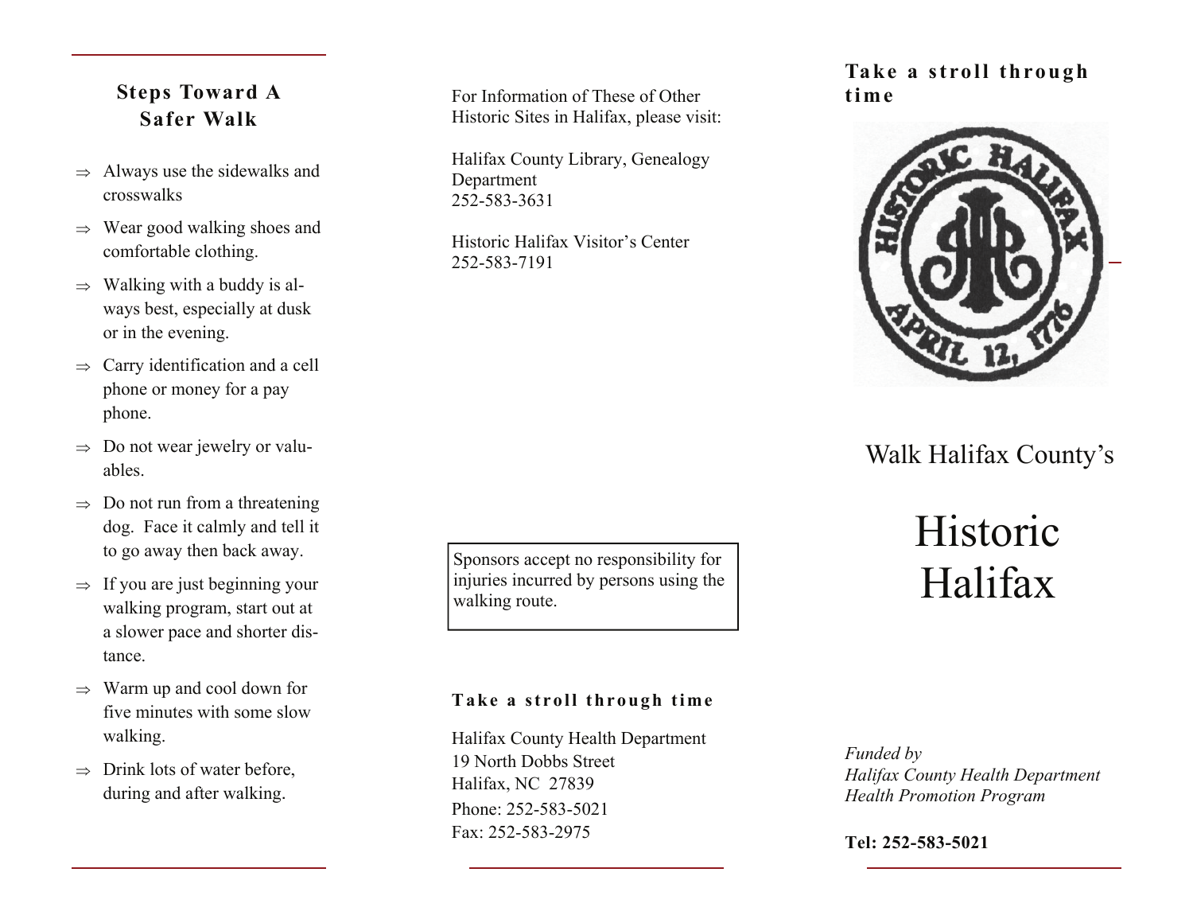## Steps Toward A Safer Walk

- ⇒ Always use the sidewalks and crosswalks
- ⇒ Wear good walking shoes and comfortable clothing.
- ⇒ Walking with a buddy is always best, especially at dusk or in the evening.
- ⇒ Carry identification and a cell phone or money for a pay phone.
- ⇒ Do not wear jewelry or valuables.
- ⇒ Do not run from a threatening dog. Face it calmly and tell it to go away then back away.
- ⇒ If you are just beginning your walking program, start out at a slower pace and shorter distance.
- ⇒ Warm up and cool down for five minutes with some slow walking.
- ⇒ Drink lots of water before, during and after walking.

For Information of These of Other Historic Sites in Halifax, please visit:

Halifax County Library, Genealogy Department
252-583-3631

Historic Halifax Visitor's Center
252-583-7191

Sponsors accept no responsibility for injuries incurred by persons using the walking route.

**Take a stroll through time**

Halifax County Health Department
19 North Dobbs Street
Halifax, NC 27839
Phone: 252-583-5021
Fax: 252-583-2975

**Take a stroll through time**

HISTORIC HALIFAX
APRIL 12, 1776

Walk Halifax County's

# Historic Halifax

*Funded by*
*Halifax County Health Department*
*Health Promotion Program*

**Tel: 252-583-5021**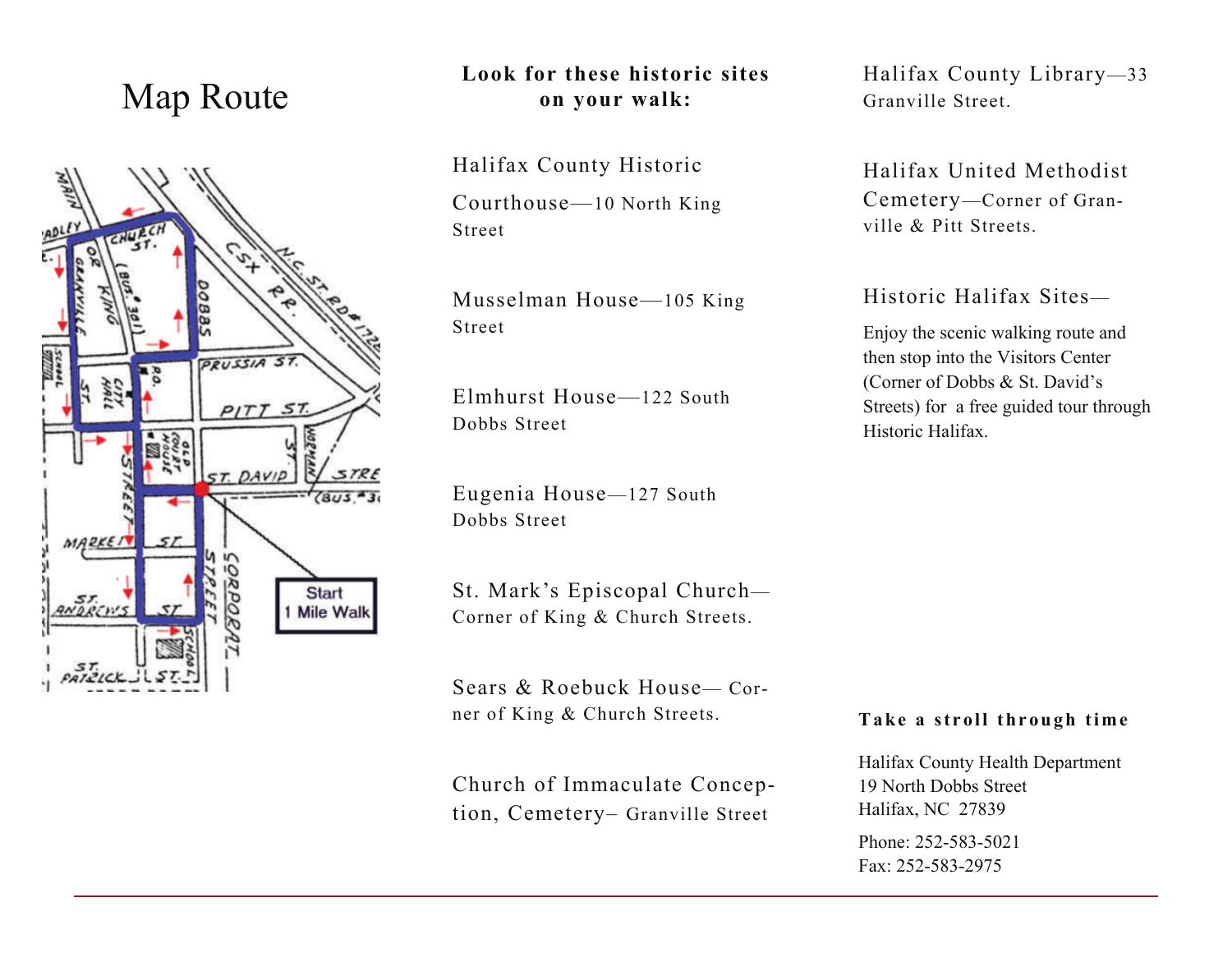# Map Route

Main
Hadley
Church St.
Granville or King (Bus. 301) St.
Dobbs
CSX RR.
N.C. St. Rd. # 1720
Prussia St.
Pitt St.
School
City Hall
Rd.
Old Court House
St. David Street
Norman St.
(Bus. # 301)
Market St.
Street
Corporat
St. Andrews St.
School
St. Patrick St.

Start
1 Mile Walk

**Look for these historic sites on your walk:**

Halifax County Historic Courthouse—10 North King Street

Musselman House—105 King Street

Elmhurst House—122 South Dobbs Street

Eugenia House—127 South Dobbs Street

St. Mark's Episcopal Church—Corner of King & Church Streets.

Sears & Roebuck House— Corner of King & Church Streets.

Church of Immaculate Conception, Cemetery– Granville Street

Halifax County Library—33 Granville Street.

Halifax United Methodist Cemetery—Corner of Granville & Pitt Streets.

Historic Halifax Sites—

Enjoy the scenic walking route and then stop into the Visitors Center (Corner of Dobbs & St. David's Streets) for a free guided tour through Historic Halifax.

**Take a stroll through time**

Halifax County Health Department
19 North Dobbs Street
Halifax, NC 27839

Phone: 252-583-5021
Fax: 252-583-2975